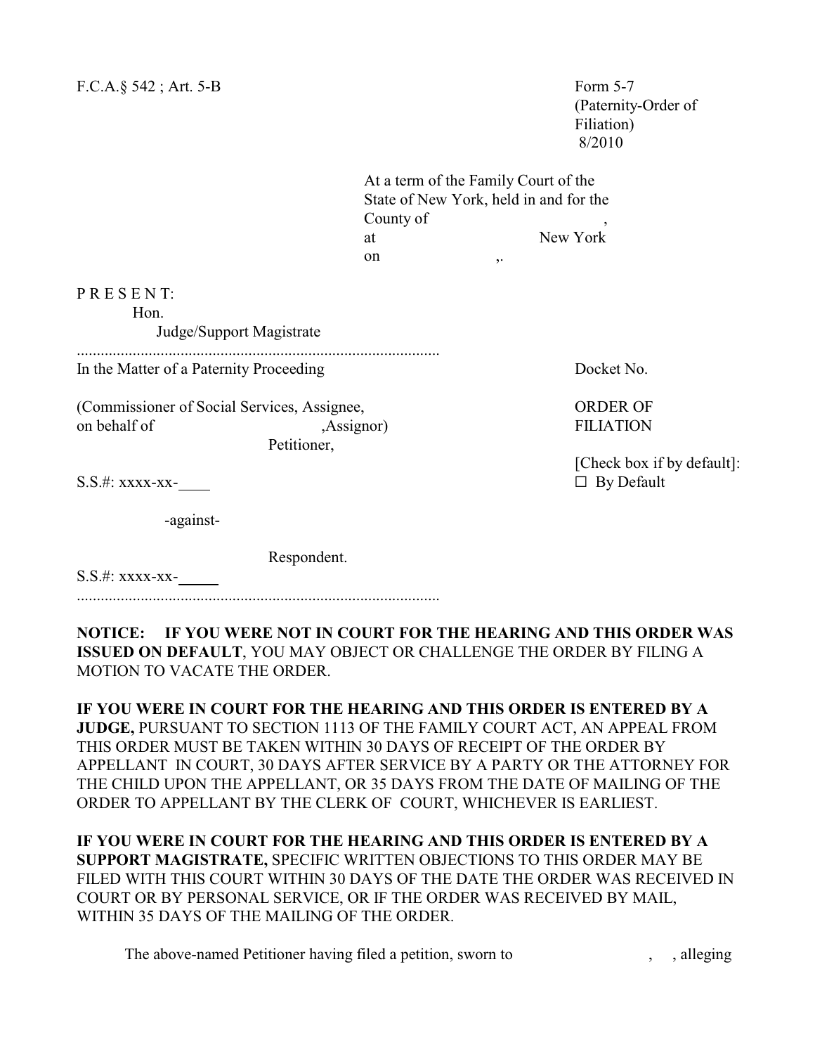F.C.A.§ 542 ; Art. 5-B

Form 5-7
(Paternity-Order of Filiation)
8/2010

At a term of the Family Court of the State of New York, held in and for the County of ,
at New York
on ,.

P R E S E N T:
Hon.
Judge/Support Magistrate

...........................................................................................

In the Matter of a Paternity Proceeding

Docket No.

(Commissioner of Social Services, Assignee, on behalf of ,Assignor)
Petitioner,

**ORDER OF FILIATION**

S.S.#: xxxx-xx-____

[Check box if by default]:
☐ By Default

-against-

Respondent.

S.S.#: xxxx-xx-_____

...........................................................................................

**NOTICE: IF YOU WERE NOT IN COURT FOR THE HEARING AND THIS ORDER WAS ISSUED ON DEFAULT**, YOU MAY OBJECT OR CHALLENGE THE ORDER BY FILING A MOTION TO VACATE THE ORDER.

**IF YOU WERE IN COURT FOR THE HEARING AND THIS ORDER IS ENTERED BY A JUDGE,** PURSUANT TO SECTION 1113 OF THE FAMILY COURT ACT, AN APPEAL FROM THIS ORDER MUST BE TAKEN WITHIN 30 DAYS OF RECEIPT OF THE ORDER BY APPELLANT IN COURT, 30 DAYS AFTER SERVICE BY A PARTY OR THE ATTORNEY FOR THE CHILD UPON THE APPELLANT, OR 35 DAYS FROM THE DATE OF MAILING OF THE ORDER TO APPELLANT BY THE CLERK OF COURT, WHICHEVER IS EARLIEST.

**IF YOU WERE IN COURT FOR THE HEARING AND THIS ORDER IS ENTERED BY A SUPPORT MAGISTRATE,** SPECIFIC WRITTEN OBJECTIONS TO THIS ORDER MAY BE FILED WITH THIS COURT WITHIN 30 DAYS OF THE DATE THE ORDER WAS RECEIVED IN COURT OR BY PERSONAL SERVICE, OR IF THE ORDER WAS RECEIVED BY MAIL, WITHIN 35 DAYS OF THE MAILING OF THE ORDER.

The above-named Petitioner having filed a petition, sworn to , , alleging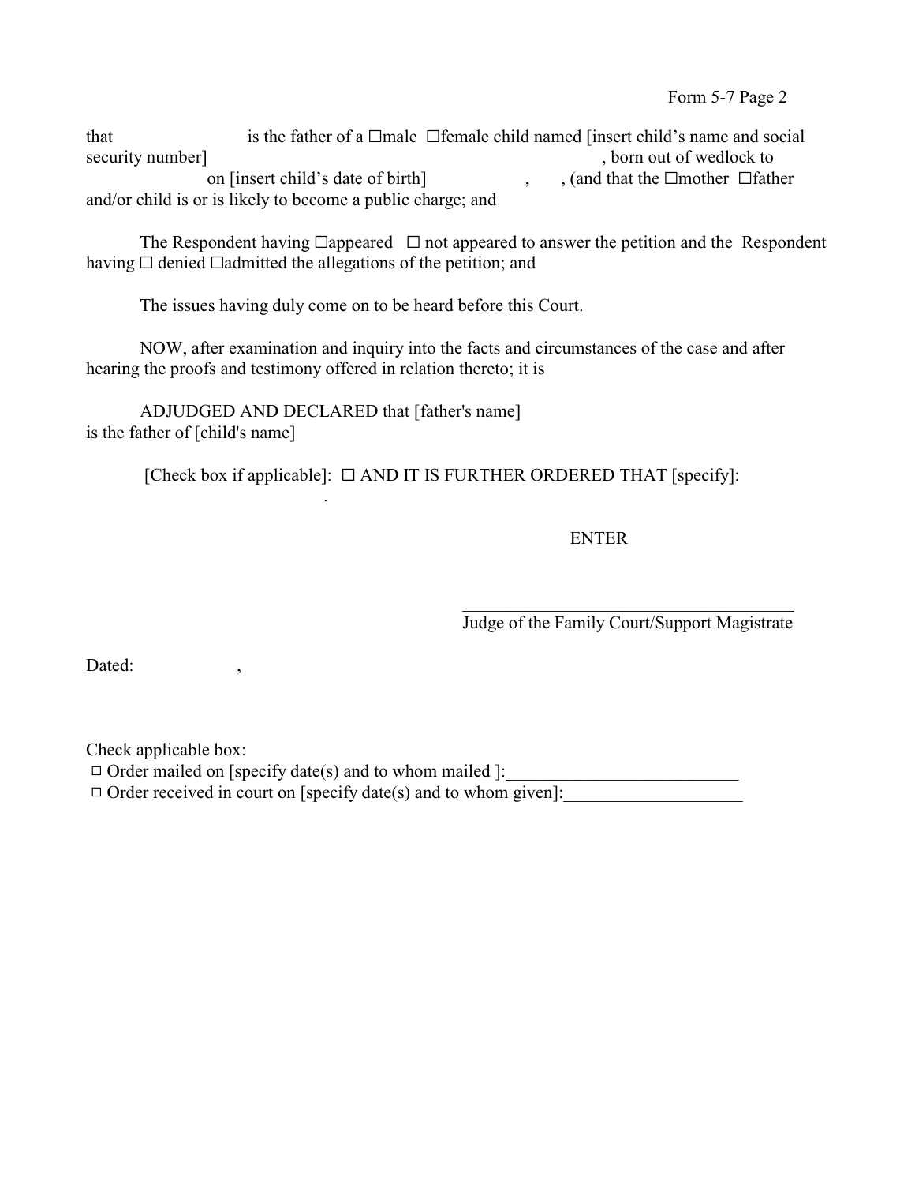that                    is the father of a ☐male ☐female child named [insert child's name and social security number]                                        , born out of wedlock to                    on [insert child's date of birth]              ,     , (and that the ☐mother ☐father and/or child is or is likely to become a public charge; and

The Respondent having ☐appeared ☐ not appeared to answer the petition and the Respondent having ☐ denied ☐admitted the allegations of the petition; and

The issues having duly come on to be heard before this Court.

NOW, after examination and inquiry into the facts and circumstances of the case and after hearing the proofs and testimony offered in relation thereto; it is

ADJUDGED AND DECLARED that [father's name]
is the father of [child's name]

[Check box if applicable]: ☐ AND IT IS FURTHER ORDERED THAT [specify]:
.

ENTER

\_\_\_\_\_\_\_\_\_\_\_\_\_\_\_\_\_\_\_\_\_\_\_\_\_\_\_\_\_\_\_\_\_\_\_\_\_\_\_\_
Judge of the Family Court/Support Magistrate

Dated:                    ,

Check applicable box:
☐ Order mailed on [specify date(s) and to whom mailed ]:\_\_\_\_\_\_\_\_\_\_\_\_\_\_\_\_\_\_\_\_\_\_\_\_\_\_
☐ Order received in court on [specify date(s) and to whom given]:\_\_\_\_\_\_\_\_\_\_\_\_\_\_\_\_\_\_\_\_